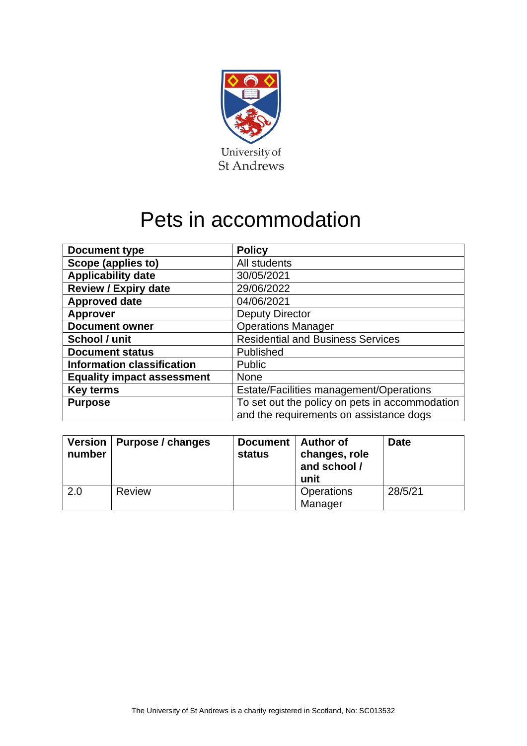University of St Andrews

# Pets in accommodation

| Document type | Policy |
|---|---|
| Scope (applies to) | All students |
| Applicability date | 30/05/2021 |
| Review / Expiry date | 29/06/2022 |
| Approved date | 04/06/2021 |
| Approver | Deputy Director |
| Document owner | Operations Manager |
| School / unit | Residential and Business Services |
| Document status | Published |
| Information classification | Public |
| Equality impact assessment | None |
| Key terms | Estate/Facilities management/Operations |
| Purpose | To set out the policy on pets in accommodation and the requirements on assistance dogs |

| Version number | Purpose / changes | Document status | Author of changes, role and school / unit | Date |
|---|---|---|---|---|
| 2.0 | Review | | Operations Manager | 28/5/21 |

The University of St Andrews is a charity registered in Scotland, No: SC013532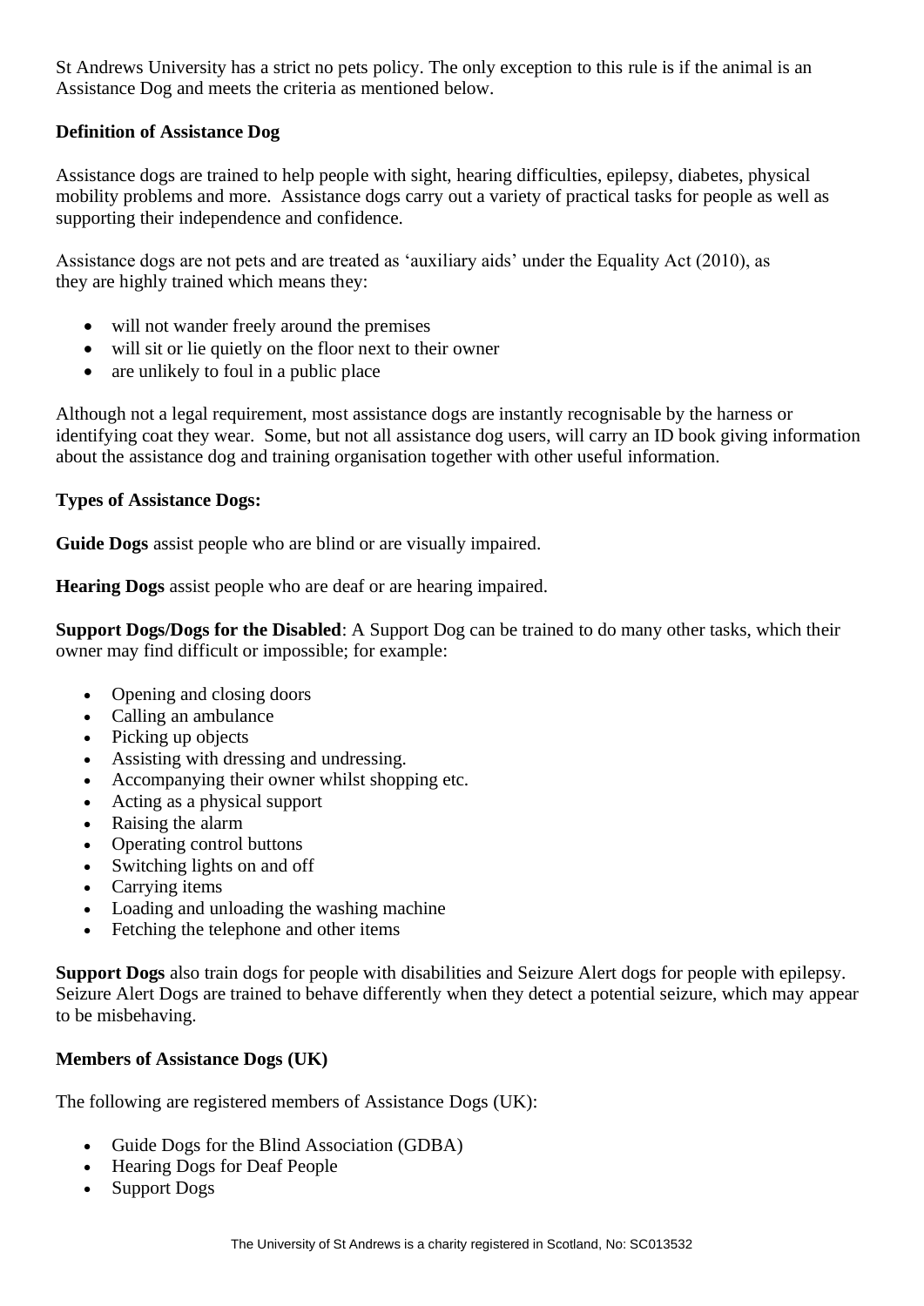St Andrews University has a strict no pets policy. The only exception to this rule is if the animal is an Assistance Dog and meets the criteria as mentioned below.

**Definition of Assistance Dog**

Assistance dogs are trained to help people with sight, hearing difficulties, epilepsy, diabetes, physical mobility problems and more. Assistance dogs carry out a variety of practical tasks for people as well as supporting their independence and confidence.

Assistance dogs are not pets and are treated as 'auxiliary aids' under the Equality Act (2010), as they are highly trained which means they:

- will not wander freely around the premises
- will sit or lie quietly on the floor next to their owner
- are unlikely to foul in a public place

Although not a legal requirement, most assistance dogs are instantly recognisable by the harness or identifying coat they wear. Some, but not all assistance dog users, will carry an ID book giving information about the assistance dog and training organisation together with other useful information.

**Types of Assistance Dogs:**

**Guide Dogs** assist people who are blind or are visually impaired.

**Hearing Dogs** assist people who are deaf or are hearing impaired.

**Support Dogs/Dogs for the Disabled**: A Support Dog can be trained to do many other tasks, which their owner may find difficult or impossible; for example:

- Opening and closing doors
- Calling an ambulance
- Picking up objects
- Assisting with dressing and undressing.
- Accompanying their owner whilst shopping etc.
- Acting as a physical support
- Raising the alarm
- Operating control buttons
- Switching lights on and off
- Carrying items
- Loading and unloading the washing machine
- Fetching the telephone and other items

**Support Dogs** also train dogs for people with disabilities and Seizure Alert dogs for people with epilepsy. Seizure Alert Dogs are trained to behave differently when they detect a potential seizure, which may appear to be misbehaving.

**Members of Assistance Dogs (UK)**

The following are registered members of Assistance Dogs (UK):

- Guide Dogs for the Blind Association (GDBA)
- Hearing Dogs for Deaf People
- Support Dogs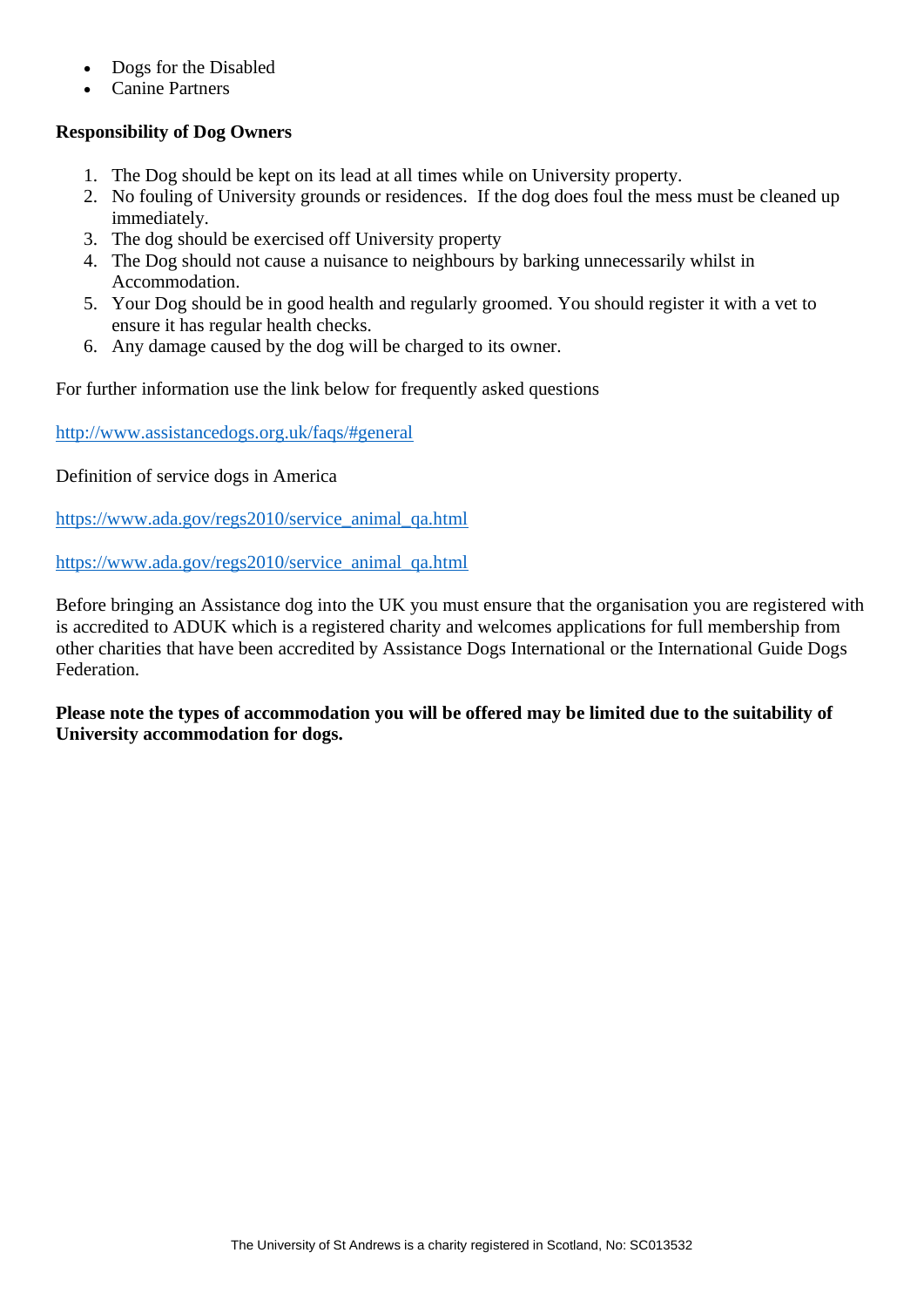- Dogs for the Disabled
- Canine Partners

**Responsibility of Dog Owners**

1. The Dog should be kept on its lead at all times while on University property.
2. No fouling of University grounds or residences. If the dog does foul the mess must be cleaned up immediately.
3. The dog should be exercised off University property
4. The Dog should not cause a nuisance to neighbours by barking unnecessarily whilst in Accommodation.
5. Your Dog should be in good health and regularly groomed. You should register it with a vet to ensure it has regular health checks.
6. Any damage caused by the dog will be charged to its owner.

For further information use the link below for frequently asked questions

http://www.assistancedogs.org.uk/faqs/#general

Definition of service dogs in America

https://www.ada.gov/regs2010/service_animal_qa.html

https://www.ada.gov/regs2010/service_animal_qa.html

Before bringing an Assistance dog into the UK you must ensure that the organisation you are registered with is accredited to ADUK which is a registered charity and welcomes applications for full membership from other charities that have been accredited by Assistance Dogs International or the International Guide Dogs Federation.

**Please note the types of accommodation you will be offered may be limited due to the suitability of University accommodation for dogs.**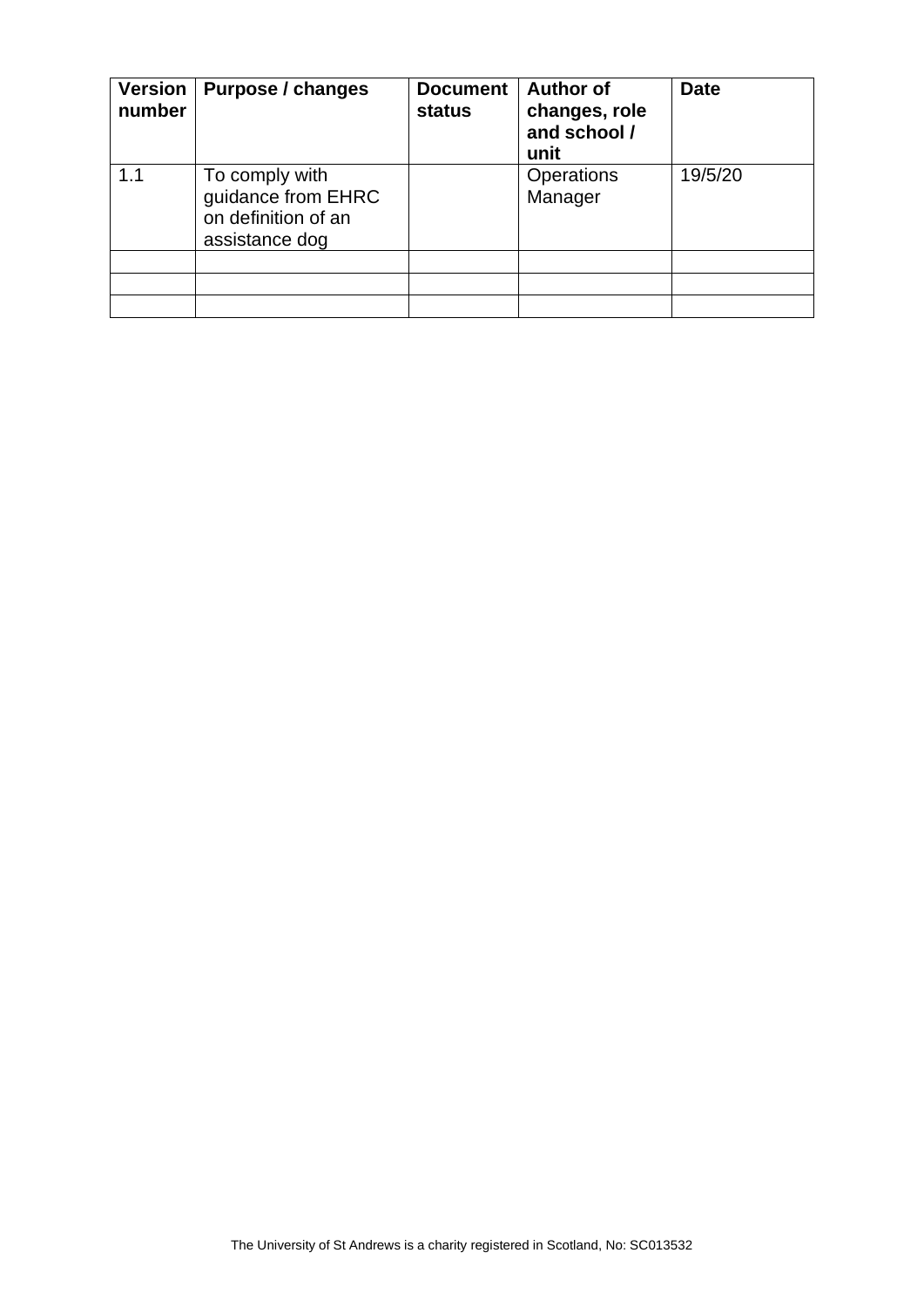| Version number | Purpose / changes | Document status | Author of changes, role and school / unit | Date |
|---|---|---|---|---|
| 1.1 | To comply with guidance from EHRC on definition of an assistance dog | | Operations Manager | 19/5/20 |
| | | | | |
| | | | | |
| | | | | |

The University of St Andrews is a charity registered in Scotland, No: SC013532